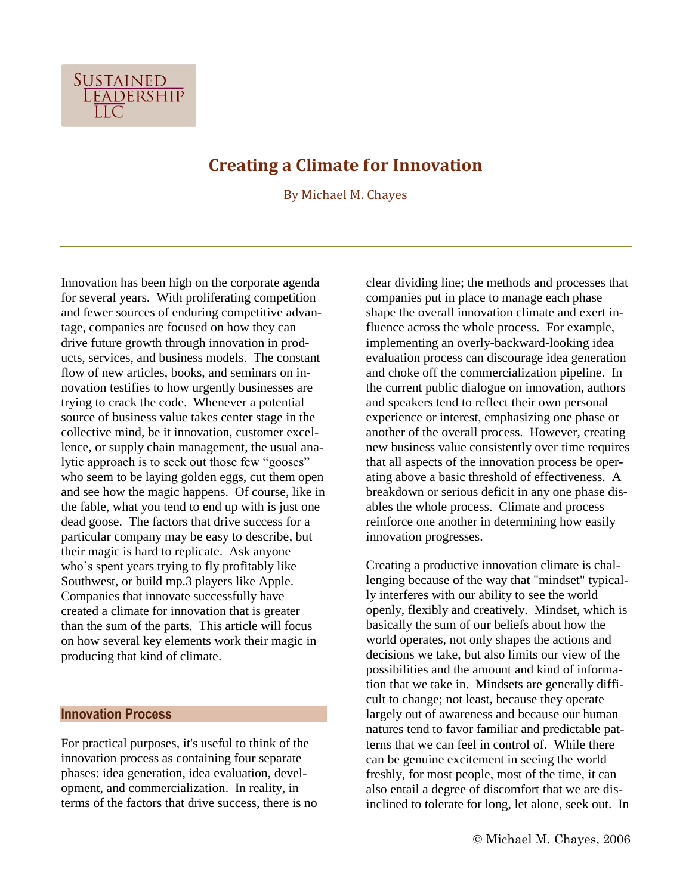SUSTAINED LEADERSHIP LLC

# Creating a Climate for Innovation

By Michael M. Chayes

Innovation has been high on the corporate agenda for several years. With proliferating competition and fewer sources of enduring competitive advantage, companies are focused on how they can drive future growth through innovation in products, services, and business models. The constant flow of new articles, books, and seminars on innovation testifies to how urgently businesses are trying to crack the code. Whenever a potential source of business value takes center stage in the collective mind, be it innovation, customer excellence, or supply chain management, the usual analytic approach is to seek out those few "gooses" who seem to be laying golden eggs, cut them open and see how the magic happens. Of course, like in the fable, what you tend to end up with is just one dead goose. The factors that drive success for a particular company may be easy to describe, but their magic is hard to replicate. Ask anyone who's spent years trying to fly profitably like Southwest, or build mp.3 players like Apple. Companies that innovate successfully have created a climate for innovation that is greater than the sum of the parts. This article will focus on how several key elements work their magic in producing that kind of climate.

## Innovation Process

For practical purposes, it's useful to think of the innovation process as containing four separate phases: idea generation, idea evaluation, development, and commercialization. In reality, in terms of the factors that drive success, there is no clear dividing line; the methods and processes that companies put in place to manage each phase shape the overall innovation climate and exert influence across the whole process. For example, implementing an overly-backward-looking idea evaluation process can discourage idea generation and choke off the commercialization pipeline. In the current public dialogue on innovation, authors and speakers tend to reflect their own personal experience or interest, emphasizing one phase or another of the overall process. However, creating new business value consistently over time requires that all aspects of the innovation process be operating above a basic threshold of effectiveness. A breakdown or serious deficit in any one phase disables the whole process. Climate and process reinforce one another in determining how easily innovation progresses.

Creating a productive innovation climate is challenging because of the way that "mindset" typically interferes with our ability to see the world openly, flexibly and creatively. Mindset, which is basically the sum of our beliefs about how the world operates, not only shapes the actions and decisions we take, but also limits our view of the possibilities and the amount and kind of information that we take in. Mindsets are generally difficult to change; not least, because they operate largely out of awareness and because our human natures tend to favor familiar and predictable patterns that we can feel in control of. While there can be genuine excitement in seeing the world freshly, for most people, most of the time, it can also entail a degree of discomfort that we are disinclined to tolerate for long, let alone, seek out. In

© Michael M. Chayes, 2006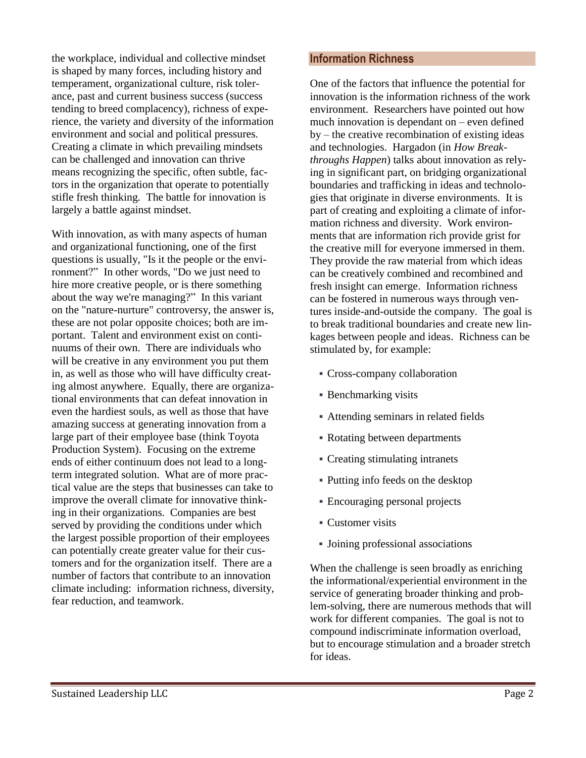the workplace, individual and collective mindset is shaped by many forces, including history and temperament, organizational culture, risk tolerance, past and current business success (success tending to breed complacency), richness of experience, the variety and diversity of the information environment and social and political pressures. Creating a climate in which prevailing mindsets can be challenged and innovation can thrive means recognizing the specific, often subtle, factors in the organization that operate to potentially stifle fresh thinking. The battle for innovation is largely a battle against mindset.

With innovation, as with many aspects of human and organizational functioning, one of the first questions is usually, "Is it the people or the environment?" In other words, "Do we just need to hire more creative people, or is there something about the way we're managing?" In this variant on the "nature-nurture" controversy, the answer is, these are not polar opposite choices; both are important. Talent and environment exist on continuums of their own. There are individuals who will be creative in any environment you put them in, as well as those who will have difficulty creating almost anywhere. Equally, there are organizational environments that can defeat innovation in even the hardiest souls, as well as those that have amazing success at generating innovation from a large part of their employee base (think Toyota Production System). Focusing on the extreme ends of either continuum does not lead to a long-term integrated solution. What are of more practical value are the steps that businesses can take to improve the overall climate for innovative thinking in their organizations. Companies are best served by providing the conditions under which the largest possible proportion of their employees can potentially create greater value for their customers and for the organization itself. There are a number of factors that contribute to an innovation climate including: information richness, diversity, fear reduction, and teamwork.

## Information Richness

One of the factors that influence the potential for innovation is the information richness of the work environment. Researchers have pointed out how much innovation is dependant on – even defined by – the creative recombination of existing ideas and technologies. Hargadon (in *How Breakthroughs Happen*) talks about innovation as relying in significant part, on bridging organizational boundaries and trafficking in ideas and technologies that originate in diverse environments. It is part of creating and exploiting a climate of information richness and diversity. Work environments that are information rich provide grist for the creative mill for everyone immersed in them. They provide the raw material from which ideas can be creatively combined and recombined and fresh insight can emerge. Information richness can be fostered in numerous ways through ventures inside-and-outside the company. The goal is to break traditional boundaries and create new linkages between people and ideas. Richness can be stimulated by, for example:

- Cross-company collaboration
- Benchmarking visits
- Attending seminars in related fields
- Rotating between departments
- Creating stimulating intranets
- Putting info feeds on the desktop
- Encouraging personal projects
- Customer visits
- Joining professional associations

When the challenge is seen broadly as enriching the informational/experiential environment in the service of generating broader thinking and problem-solving, there are numerous methods that will work for different companies. The goal is not to compound indiscriminate information overload, but to encourage stimulation and a broader stretch for ideas.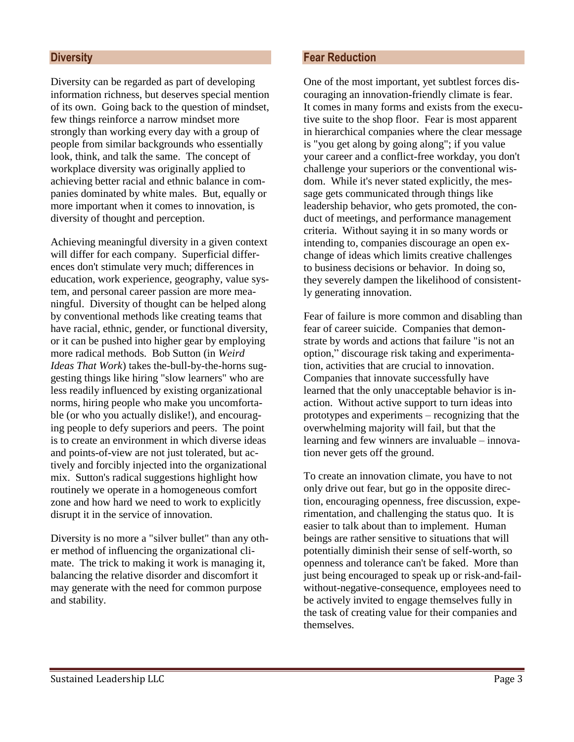## Diversity

Diversity can be regarded as part of developing information richness, but deserves special mention of its own. Going back to the question of mindset, few things reinforce a narrow mindset more strongly than working every day with a group of people from similar backgrounds who essentially look, think, and talk the same. The concept of workplace diversity was originally applied to achieving better racial and ethnic balance in companies dominated by white males. But, equally or more important when it comes to innovation, is diversity of thought and perception.

Achieving meaningful diversity in a given context will differ for each company. Superficial differences don't stimulate very much; differences in education, work experience, geography, value system, and personal career passion are more meaningful. Diversity of thought can be helped along by conventional methods like creating teams that have racial, ethnic, gender, or functional diversity, or it can be pushed into higher gear by employing more radical methods. Bob Sutton (in *Weird Ideas That Work*) takes the-bull-by-the-horns suggesting things like hiring "slow learners" who are less readily influenced by existing organizational norms, hiring people who make you uncomfortable (or who you actually dislike!), and encouraging people to defy superiors and peers. The point is to create an environment in which diverse ideas and points-of-view are not just tolerated, but actively and forcibly injected into the organizational mix. Sutton's radical suggestions highlight how routinely we operate in a homogeneous comfort zone and how hard we need to work to explicitly disrupt it in the service of innovation.

Diversity is no more a "silver bullet" than any other method of influencing the organizational climate. The trick to making it work is managing it, balancing the relative disorder and discomfort it may generate with the need for common purpose and stability.

## Fear Reduction

One of the most important, yet subtlest forces discouraging an innovation-friendly climate is fear. It comes in many forms and exists from the executive suite to the shop floor. Fear is most apparent in hierarchical companies where the clear message is "you get along by going along"; if you value your career and a conflict-free workday, you don't challenge your superiors or the conventional wisdom. While it's never stated explicitly, the message gets communicated through things like leadership behavior, who gets promoted, the conduct of meetings, and performance management criteria. Without saying it in so many words or intending to, companies discourage an open exchange of ideas which limits creative challenges to business decisions or behavior. In doing so, they severely dampen the likelihood of consistently generating innovation.

Fear of failure is more common and disabling than fear of career suicide. Companies that demonstrate by words and actions that failure "is not an option," discourage risk taking and experimentation, activities that are crucial to innovation. Companies that innovate successfully have learned that the only unacceptable behavior is inaction. Without active support to turn ideas into prototypes and experiments – recognizing that the overwhelming majority will fail, but that the learning and few winners are invaluable – innovation never gets off the ground.

To create an innovation climate, you have to not only drive out fear, but go in the opposite direction, encouraging openness, free discussion, experimentation, and challenging the status quo. It is easier to talk about than to implement. Human beings are rather sensitive to situations that will potentially diminish their sense of self-worth, so openness and tolerance can't be faked. More than just being encouraged to speak up or risk-and-fail-without-negative-consequence, employees need to be actively invited to engage themselves fully in the task of creating value for their companies and themselves.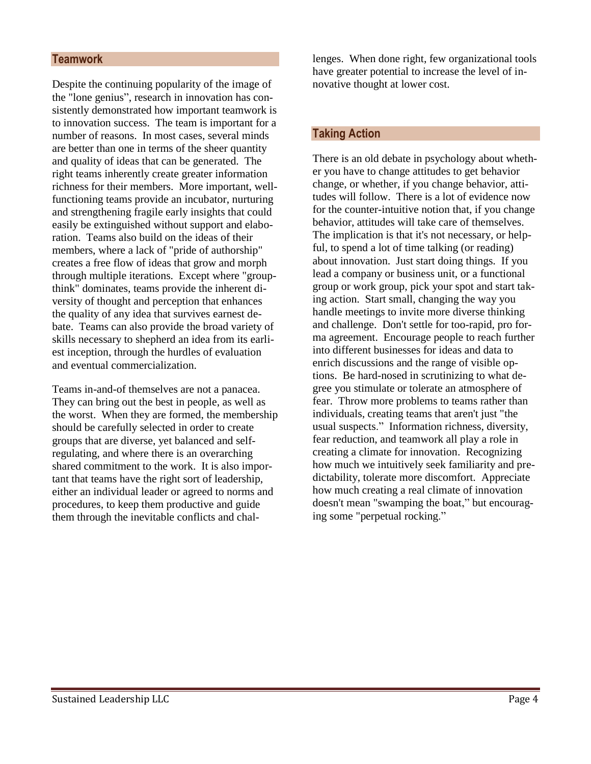## Teamwork

Despite the continuing popularity of the image of the "lone genius", research in innovation has consistently demonstrated how important teamwork is to innovation success. The team is important for a number of reasons. In most cases, several minds are better than one in terms of the sheer quantity and quality of ideas that can be generated. The right teams inherently create greater information richness for their members. More important, well-functioning teams provide an incubator, nurturing and strengthening fragile early insights that could easily be extinguished without support and elaboration. Teams also build on the ideas of their members, where a lack of "pride of authorship" creates a free flow of ideas that grow and morph through multiple iterations. Except where "groupthink" dominates, teams provide the inherent diversity of thought and perception that enhances the quality of any idea that survives earnest debate. Teams can also provide the broad variety of skills necessary to shepherd an idea from its earliest inception, through the hurdles of evaluation and eventual commercialization.

Teams in-and-of themselves are not a panacea. They can bring out the best in people, as well as the worst. When they are formed, the membership should be carefully selected in order to create groups that are diverse, yet balanced and self-regulating, and where there is an overarching shared commitment to the work. It is also important that teams have the right sort of leadership, either an individual leader or agreed to norms and procedures, to keep them productive and guide them through the inevitable conflicts and challenges. When done right, few organizational tools have greater potential to increase the level of innovative thought at lower cost.

## Taking Action

There is an old debate in psychology about whether you have to change attitudes to get behavior change, or whether, if you change behavior, attitudes will follow. There is a lot of evidence now for the counter-intuitive notion that, if you change behavior, attitudes will take care of themselves. The implication is that it's not necessary, or helpful, to spend a lot of time talking (or reading) about innovation. Just start doing things. If you lead a company or business unit, or a functional group or work group, pick your spot and start taking action. Start small, changing the way you handle meetings to invite more diverse thinking and challenge. Don't settle for too-rapid, pro forma agreement. Encourage people to reach further into different businesses for ideas and data to enrich discussions and the range of visible options. Be hard-nosed in scrutinizing to what degree you stimulate or tolerate an atmosphere of fear. Throw more problems to teams rather than individuals, creating teams that aren't just "the usual suspects." Information richness, diversity, fear reduction, and teamwork all play a role in creating a climate for innovation. Recognizing how much we intuitively seek familiarity and predictability, tolerate more discomfort. Appreciate how much creating a real climate of innovation doesn't mean "swamping the boat," but encouraging some "perpetual rocking."